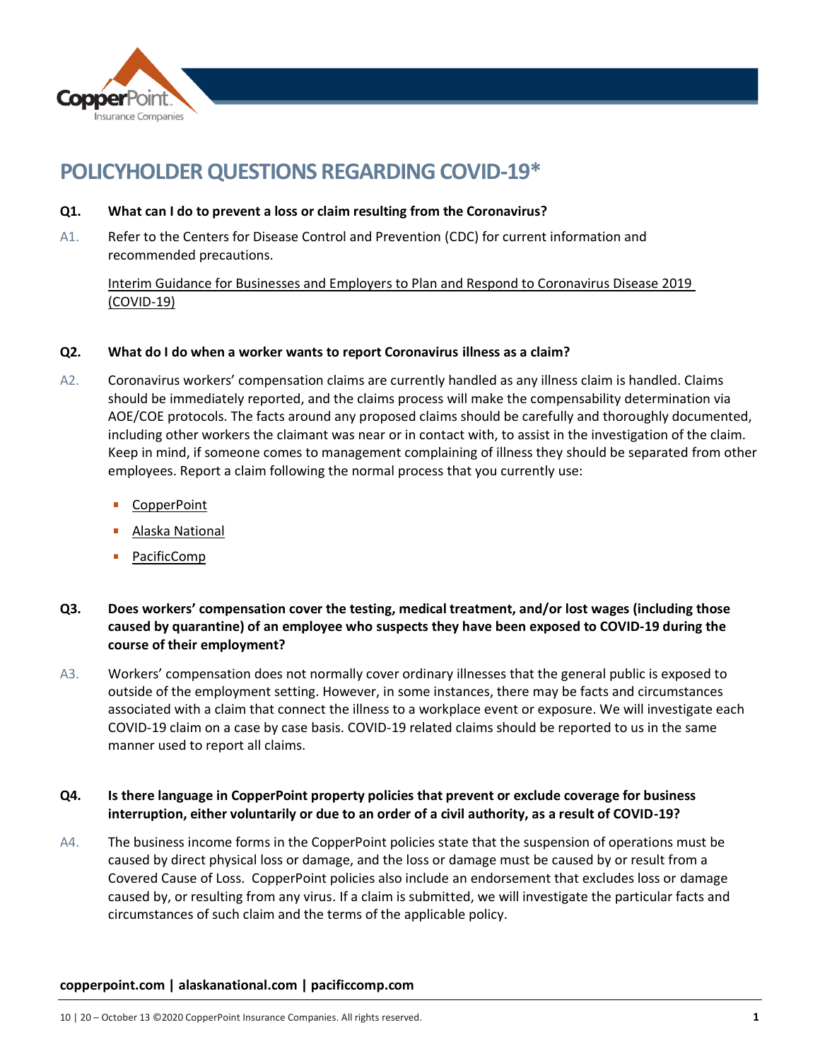# POLICYHOLDER QUESTIONS REGARDING COVID-19*

**Q1. What can I do to prevent a loss or claim resulting from the Coronavirus?**

A1. Refer to the Centers for Disease Control and Prevention (CDC) for current information and recommended precautions.

Interim Guidance for Businesses and Employers to Plan and Respond to Coronavirus Disease 2019 (COVID-19)

**Q2. What do I do when a worker wants to report Coronavirus illness as a claim?**

A2. Coronavirus workers' compensation claims are currently handled as any illness claim is handled. Claims should be immediately reported, and the claims process will make the compensability determination via AOE/COE protocols. The facts around any proposed claims should be carefully and thoroughly documented, including other workers the claimant was near or in contact with, to assist in the investigation of the claim. Keep in mind, if someone comes to management complaining of illness they should be separated from other employees. Report a claim following the normal process that you currently use:

- CopperPoint
- Alaska National
- PacificComp

**Q3. Does workers' compensation cover the testing, medical treatment, and/or lost wages (including those caused by quarantine) of an employee who suspects they have been exposed to COVID-19 during the course of their employment?**

A3. Workers' compensation does not normally cover ordinary illnesses that the general public is exposed to outside of the employment setting. However, in some instances, there may be facts and circumstances associated with a claim that connect the illness to a workplace event or exposure. We will investigate each COVID-19 claim on a case by case basis. COVID-19 related claims should be reported to us in the same manner used to report all claims.

**Q4. Is there language in CopperPoint property policies that prevent or exclude coverage for business interruption, either voluntarily or due to an order of a civil authority, as a result of COVID-19?**

A4. The business income forms in the CopperPoint policies state that the suspension of operations must be caused by direct physical loss or damage, and the loss or damage must be caused by or result from a Covered Cause of Loss. CopperPoint policies also include an endorsement that excludes loss or damage caused by, or resulting from any virus. If a claim is submitted, we will investigate the particular facts and circumstances of such claim and the terms of the applicable policy.

**copperpoint.com | alaskanational.com | pacificcomp.com**

10 | 20 – October 13 ©2020 CopperPoint Insurance Companies. All rights reserved.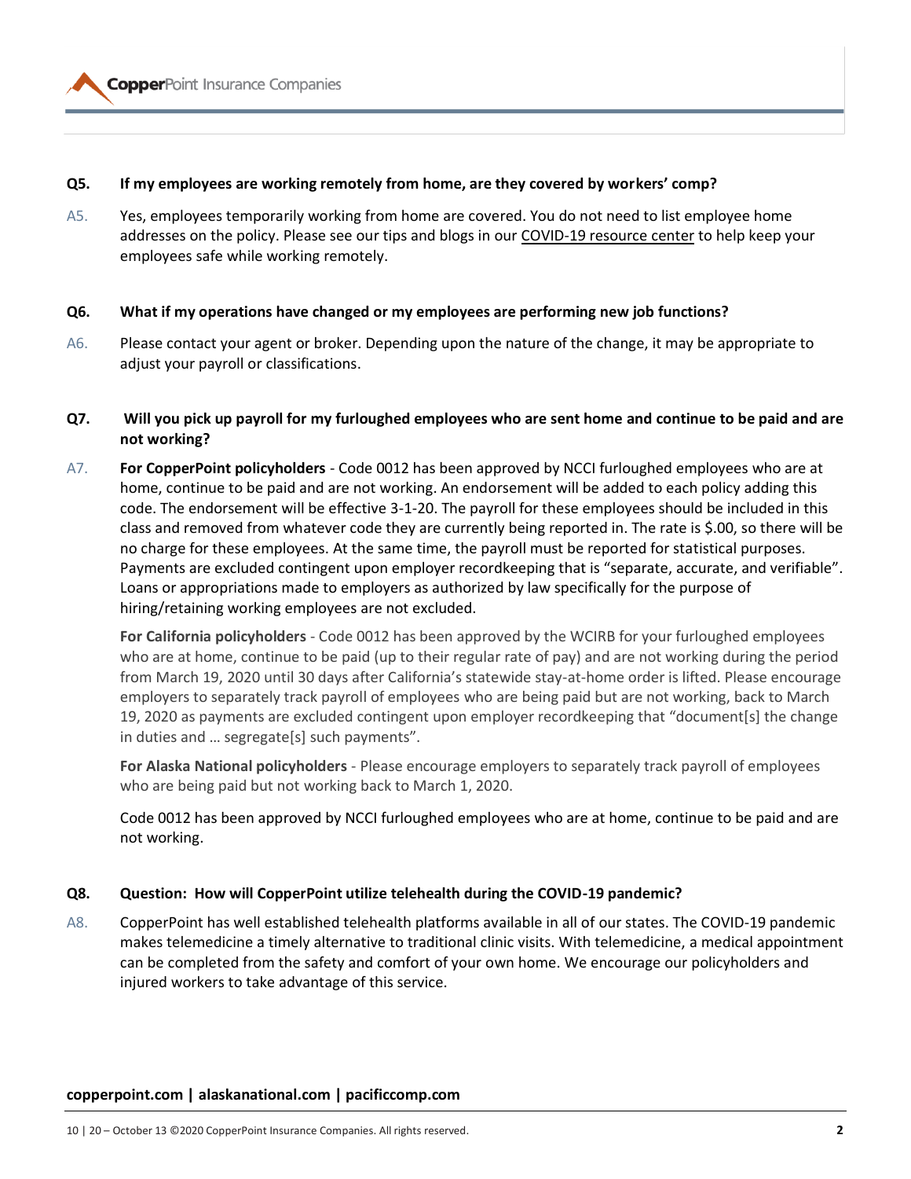**Q5. If my employees are working remotely from home, are they covered by workers' comp?**

A5. Yes, employees temporarily working from home are covered. You do not need to list employee home addresses on the policy. Please see our tips and blogs in our COVID-19 resource center to help keep your employees safe while working remotely.

**Q6. What if my operations have changed or my employees are performing new job functions?**

A6. Please contact your agent or broker. Depending upon the nature of the change, it may be appropriate to adjust your payroll or classifications.

**Q7. Will you pick up payroll for my furloughed employees who are sent home and continue to be paid and are not working?**

A7. **For CopperPoint policyholders** - Code 0012 has been approved by NCCI furloughed employees who are at home, continue to be paid and are not working. An endorsement will be added to each policy adding this code. The endorsement will be effective 3-1-20. The payroll for these employees should be included in this class and removed from whatever code they are currently being reported in. The rate is $.00, so there will be no charge for these employees. At the same time, the payroll must be reported for statistical purposes. Payments are excluded contingent upon employer recordkeeping that is "separate, accurate, and verifiable". Loans or appropriations made to employers as authorized by law specifically for the purpose of hiring/retaining working employees are not excluded.

**For California policyholders** - Code 0012 has been approved by the WCIRB for your furloughed employees who are at home, continue to be paid (up to their regular rate of pay) and are not working during the period from March 19, 2020 until 30 days after California's statewide stay-at-home order is lifted. Please encourage employers to separately track payroll of employees who are being paid but are not working, back to March 19, 2020 as payments are excluded contingent upon employer recordkeeping that "document[s] the change in duties and … segregate[s] such payments".

**For Alaska National policyholders** - Please encourage employers to separately track payroll of employees who are being paid but not working back to March 1, 2020.

Code 0012 has been approved by NCCI furloughed employees who are at home, continue to be paid and are not working.

**Q8. Question: How will CopperPoint utilize telehealth during the COVID-19 pandemic?**

A8. CopperPoint has well established telehealth platforms available in all of our states. The COVID-19 pandemic makes telemedicine a timely alternative to traditional clinic visits. With telemedicine, a medical appointment can be completed from the safety and comfort of your own home. We encourage our policyholders and injured workers to take advantage of this service.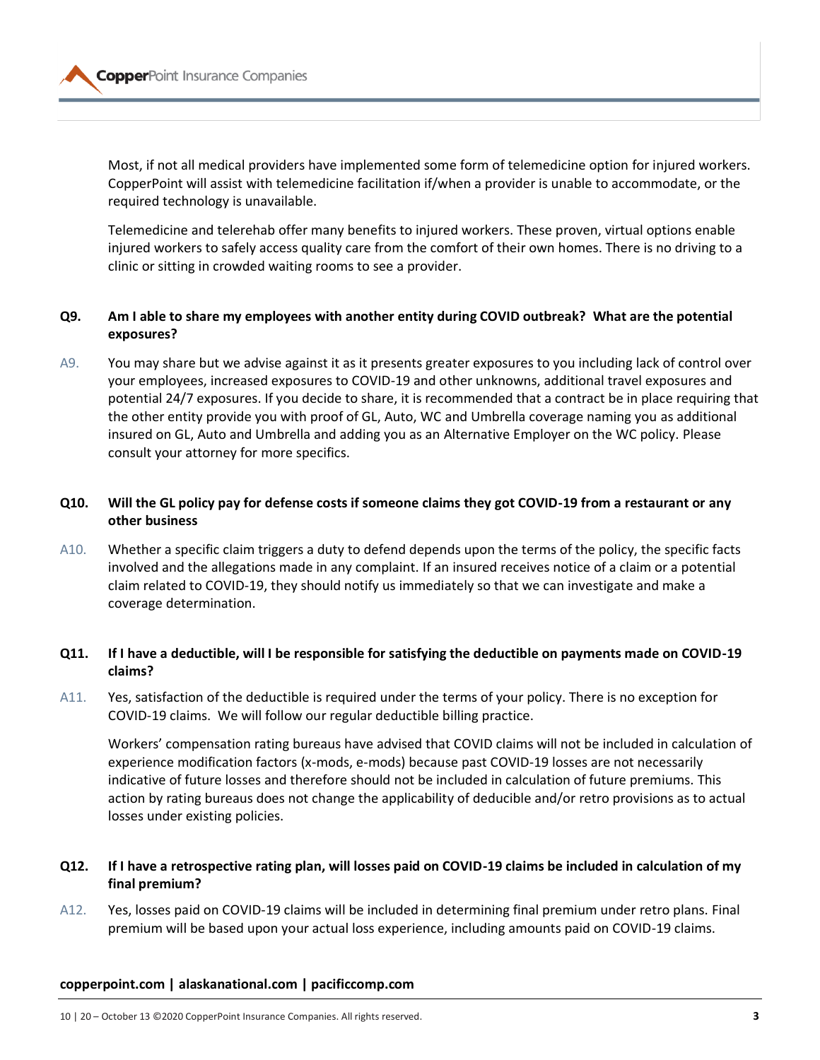Most, if not all medical providers have implemented some form of telemedicine option for injured workers. CopperPoint will assist with telemedicine facilitation if/when a provider is unable to accommodate, or the required technology is unavailable.

Telemedicine and telerehab offer many benefits to injured workers. These proven, virtual options enable injured workers to safely access quality care from the comfort of their own homes. There is no driving to a clinic or sitting in crowded waiting rooms to see a provider.

**Q9. Am I able to share my employees with another entity during COVID outbreak? What are the potential exposures?**

A9. You may share but we advise against it as it presents greater exposures to you including lack of control over your employees, increased exposures to COVID-19 and other unknowns, additional travel exposures and potential 24/7 exposures. If you decide to share, it is recommended that a contract be in place requiring that the other entity provide you with proof of GL, Auto, WC and Umbrella coverage naming you as additional insured on GL, Auto and Umbrella and adding you as an Alternative Employer on the WC policy. Please consult your attorney for more specifics.

**Q10. Will the GL policy pay for defense costs if someone claims they got COVID-19 from a restaurant or any other business**

A10. Whether a specific claim triggers a duty to defend depends upon the terms of the policy, the specific facts involved and the allegations made in any complaint. If an insured receives notice of a claim or a potential claim related to COVID-19, they should notify us immediately so that we can investigate and make a coverage determination.

**Q11. If I have a deductible, will I be responsible for satisfying the deductible on payments made on COVID-19 claims?**

A11. Yes, satisfaction of the deductible is required under the terms of your policy. There is no exception for COVID-19 claims. We will follow our regular deductible billing practice.

Workers' compensation rating bureaus have advised that COVID claims will not be included in calculation of experience modification factors (x-mods, e-mods) because past COVID-19 losses are not necessarily indicative of future losses and therefore should not be included in calculation of future premiums. This action by rating bureaus does not change the applicability of deducible and/or retro provisions as to actual losses under existing policies.

**Q12. If I have a retrospective rating plan, will losses paid on COVID-19 claims be included in calculation of my final premium?**

A12. Yes, losses paid on COVID-19 claims will be included in determining final premium under retro plans. Final premium will be based upon your actual loss experience, including amounts paid on COVID-19 claims.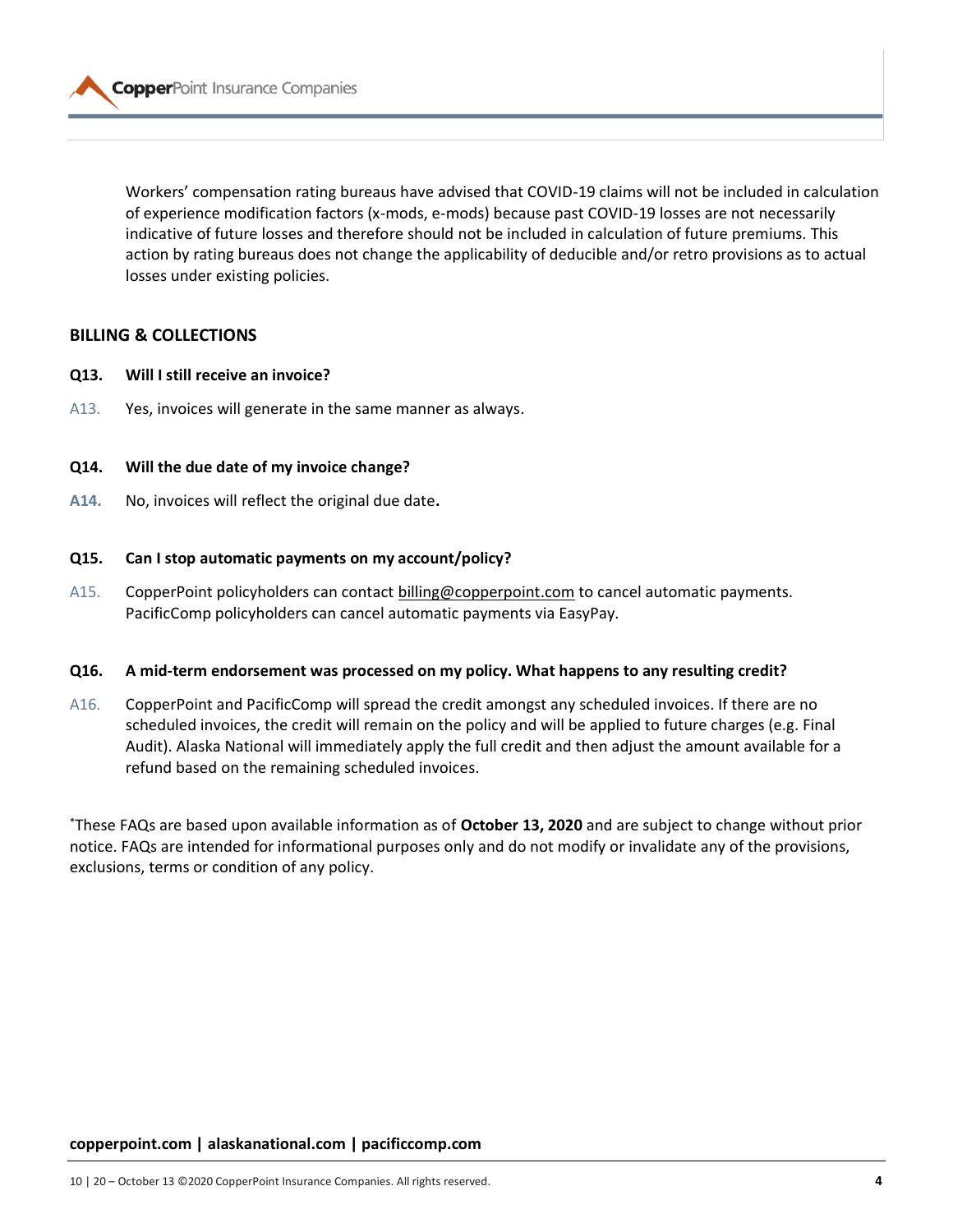Workers' compensation rating bureaus have advised that COVID-19 claims will not be included in calculation of experience modification factors (x-mods, e-mods) because past COVID-19 losses are not necessarily indicative of future losses and therefore should not be included in calculation of future premiums. This action by rating bureaus does not change the applicability of deducible and/or retro provisions as to actual losses under existing policies.

## BILLING & COLLECTIONS

**Q13. Will I still receive an invoice?**

A13. Yes, invoices will generate in the same manner as always.

**Q14. Will the due date of my invoice change?**

**A14.** No, invoices will reflect the original due date**.**

**Q15. Can I stop automatic payments on my account/policy?**

A15. CopperPoint policyholders can contact billing@copperpoint.com to cancel automatic payments. PacificComp policyholders can cancel automatic payments via EasyPay.

**Q16. A mid-term endorsement was processed on my policy. What happens to any resulting credit?**

A16. CopperPoint and PacificComp will spread the credit amongst any scheduled invoices. If there are no scheduled invoices, the credit will remain on the policy and will be applied to future charges (e.g. Final Audit). Alaska National will immediately apply the full credit and then adjust the amount available for a refund based on the remaining scheduled invoices.

*These FAQs are based upon available information as of **October 13, 2020** and are subject to change without prior notice. FAQs are intended for informational purposes only and do not modify or invalidate any of the provisions, exclusions, terms or condition of any policy.

**copperpoint.com | alaskanational.com | pacificcomp.com**

10 | 20 – October 13 ©2020 CopperPoint Insurance Companies. All rights reserved.